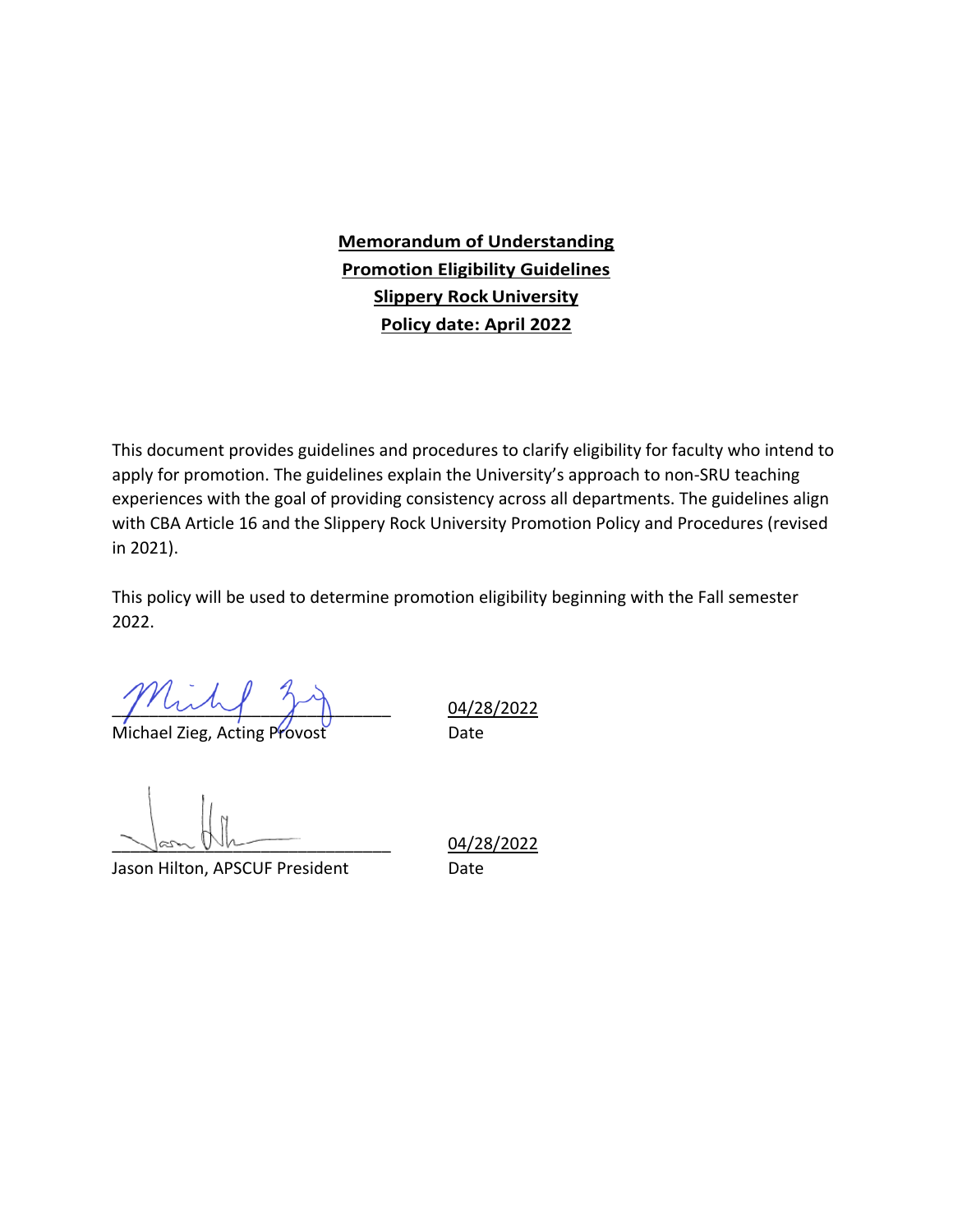**Memorandum of Understanding**
**Promotion Eligibility Guidelines**
**Slippery Rock University**
**Policy date: April 2022**

This document provides guidelines and procedures to clarify eligibility for faculty who intend to apply for promotion. The guidelines explain the University's approach to non-SRU teaching experiences with the goal of providing consistency across all departments. The guidelines align with CBA Article 16 and the Slippery Rock University Promotion Policy and Procedures (revised in 2021).

This policy will be used to determine promotion eligibility beginning with the Fall semester 2022.

______________________________ 04/28/2022
Michael Zieg, Acting Provost Date

______________________________ 04/28/2022
Jason Hilton, APSCUF President Date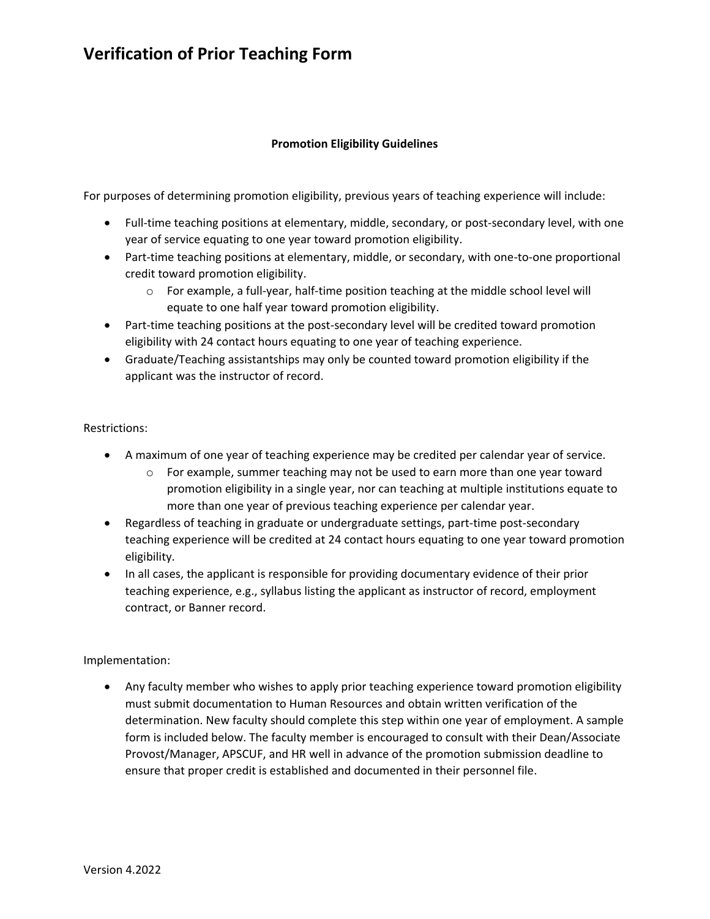# Verification of Prior Teaching Form

**Promotion Eligibility Guidelines**

For purposes of determining promotion eligibility, previous years of teaching experience will include:

- Full-time teaching positions at elementary, middle, secondary, or post-secondary level, with one year of service equating to one year toward promotion eligibility.
- Part-time teaching positions at elementary, middle, or secondary, with one-to-one proportional credit toward promotion eligibility.
    - For example, a full-year, half-time position teaching at the middle school level will equate to one half year toward promotion eligibility.
- Part-time teaching positions at the post-secondary level will be credited toward promotion eligibility with 24 contact hours equating to one year of teaching experience.
- Graduate/Teaching assistantships may only be counted toward promotion eligibility if the applicant was the instructor of record.

Restrictions:

- A maximum of one year of teaching experience may be credited per calendar year of service.
    - For example, summer teaching may not be used to earn more than one year toward promotion eligibility in a single year, nor can teaching at multiple institutions equate to more than one year of previous teaching experience per calendar year.
- Regardless of teaching in graduate or undergraduate settings, part-time post-secondary teaching experience will be credited at 24 contact hours equating to one year toward promotion eligibility.
- In all cases, the applicant is responsible for providing documentary evidence of their prior teaching experience, e.g., syllabus listing the applicant as instructor of record, employment contract, or Banner record.

Implementation:

- Any faculty member who wishes to apply prior teaching experience toward promotion eligibility must submit documentation to Human Resources and obtain written verification of the determination. New faculty should complete this step within one year of employment. A sample form is included below. The faculty member is encouraged to consult with their Dean/Associate Provost/Manager, APSCUF, and HR well in advance of the promotion submission deadline to ensure that proper credit is established and documented in their personnel file.

Version 4.2022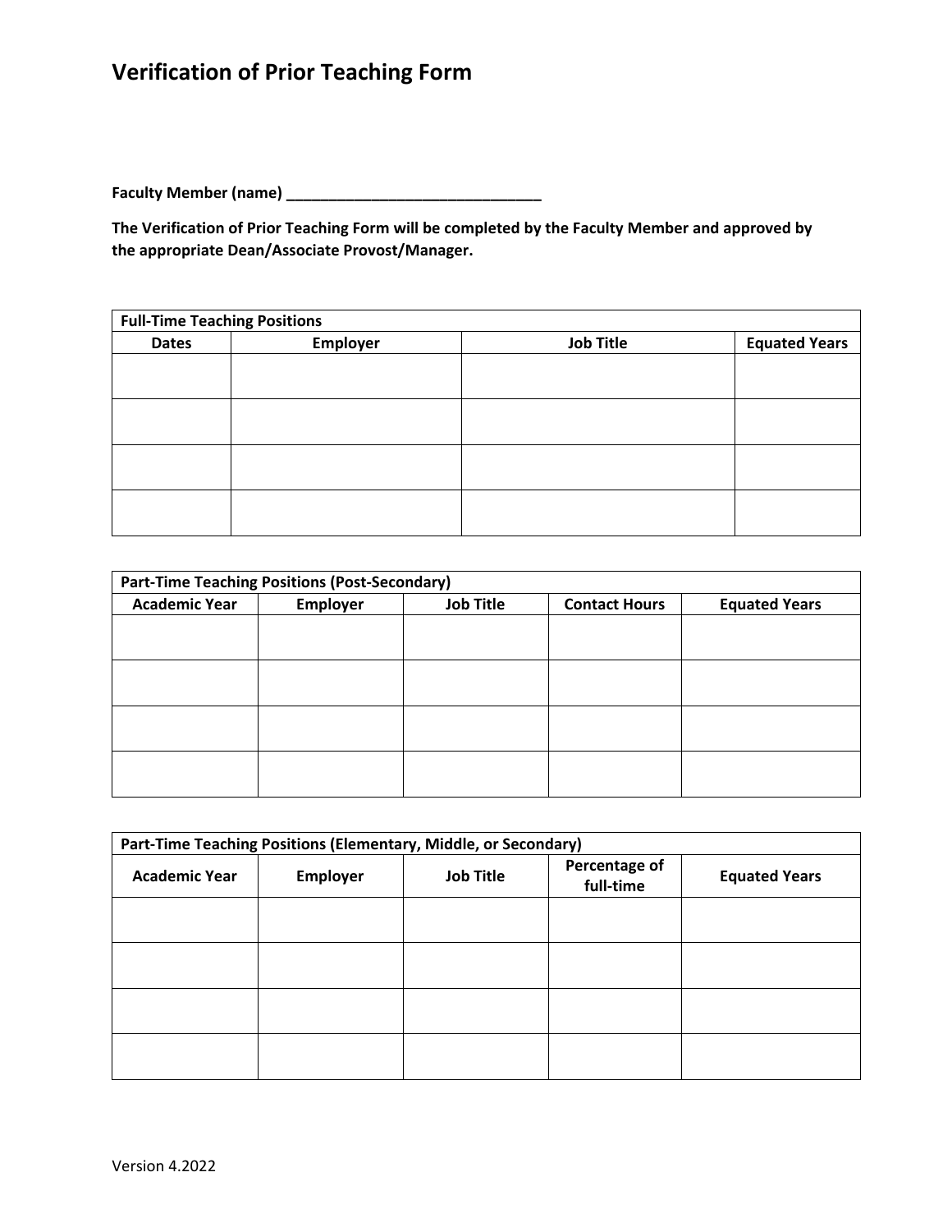# Verification of Prior Teaching Form

**Faculty Member (name) _______________________________**

**The Verification of Prior Teaching Form will be completed by the Faculty Member and approved by the appropriate Dean/Associate Provost/Manager.**

| **Full-Time Teaching Positions** | | | |
|---|---|---|---|
| **Dates** | **Employer** | **Job Title** | **Equated Years** |
| | | | |
| | | | |
| | | | |
| | | | |

| **Part-Time Teaching Positions (Post-Secondary)** | | | | |
|---|---|---|---|---|
| **Academic Year** | **Employer** | **Job Title** | **Contact Hours** | **Equated Years** |
| | | | | |
| | | | | |
| | | | | |
| | | | | |

| **Part-Time Teaching Positions (Elementary, Middle, or Secondary)** | | | | |
|---|---|---|---|---|
| **Academic Year** | **Employer** | **Job Title** | **Percentage of full-time** | **Equated Years** |
| | | | | |
| | | | | |
| | | | | |
| | | | | |

Version 4.2022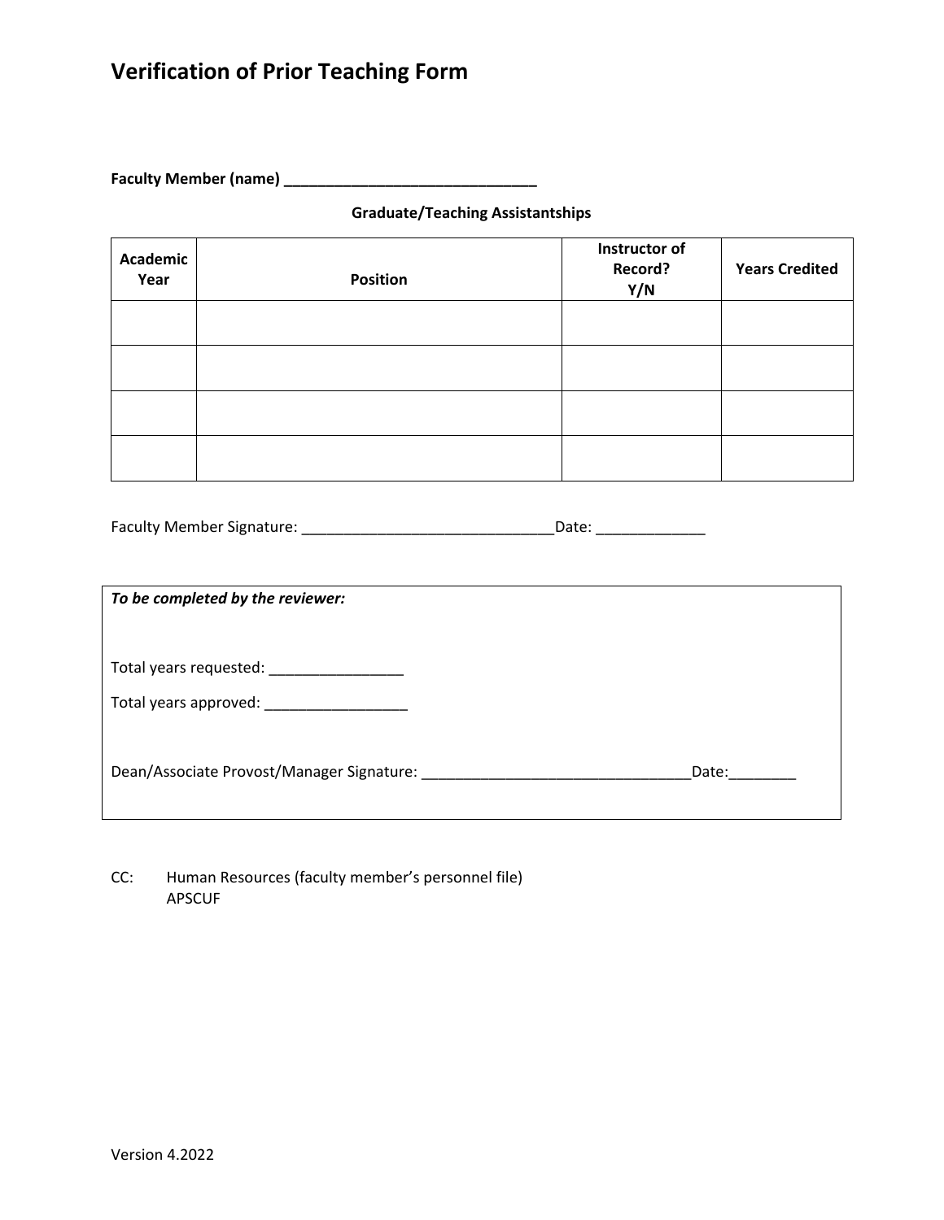# Verification of Prior Teaching Form

**Faculty Member (name) ______________________________**

**Graduate/Teaching Assistantships**

| Academic Year | Position | Instructor of Record? Y/N | Years Credited |
|---|---|---|---|
| | | | |
| | | | |
| | | | |
| | | | |

Faculty Member Signature: ______________________________Date: _____________

***To be completed by the reviewer:***

Total years requested: ________________

Total years approved: _________________

Dean/Associate Provost/Manager Signature: ________________________________Date:________

CC: Human Resources (faculty member's personnel file)
APSCUF

Version 4.2022